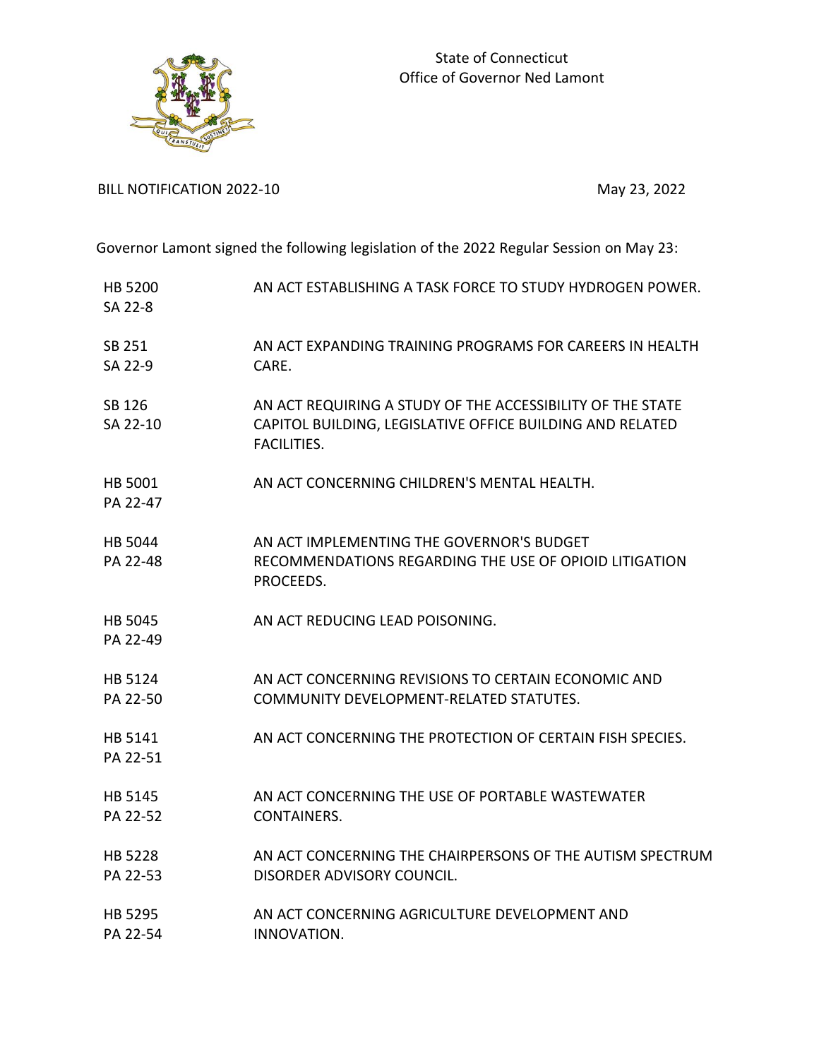State of Connecticut
Office of Governor Ned Lamont

BILL NOTIFICATION 2022-10

May 23, 2022

Governor Lamont signed the following legislation of the 2022 Regular Session on May 23:

| | |
|---|---|
| HB 5200<br>SA 22-8 | AN ACT ESTABLISHING A TASK FORCE TO STUDY HYDROGEN POWER. |
| SB 251<br>SA 22-9 | AN ACT EXPANDING TRAINING PROGRAMS FOR CAREERS IN HEALTH CARE. |
| SB 126<br>SA 22-10 | AN ACT REQUIRING A STUDY OF THE ACCESSIBILITY OF THE STATE CAPITOL BUILDING, LEGISLATIVE OFFICE BUILDING AND RELATED FACILITIES. |
| HB 5001<br>PA 22-47 | AN ACT CONCERNING CHILDREN'S MENTAL HEALTH. |
| HB 5044<br>PA 22-48 | AN ACT IMPLEMENTING THE GOVERNOR'S BUDGET RECOMMENDATIONS REGARDING THE USE OF OPIOID LITIGATION PROCEEDS. |
| HB 5045<br>PA 22-49 | AN ACT REDUCING LEAD POISONING. |
| HB 5124<br>PA 22-50 | AN ACT CONCERNING REVISIONS TO CERTAIN ECONOMIC AND COMMUNITY DEVELOPMENT-RELATED STATUTES. |
| HB 5141<br>PA 22-51 | AN ACT CONCERNING THE PROTECTION OF CERTAIN FISH SPECIES. |
| HB 5145<br>PA 22-52 | AN ACT CONCERNING THE USE OF PORTABLE WASTEWATER CONTAINERS. |
| HB 5228<br>PA 22-53 | AN ACT CONCERNING THE CHAIRPERSONS OF THE AUTISM SPECTRUM DISORDER ADVISORY COUNCIL. |
| HB 5295<br>PA 22-54 | AN ACT CONCERNING AGRICULTURE DEVELOPMENT AND INNOVATION. |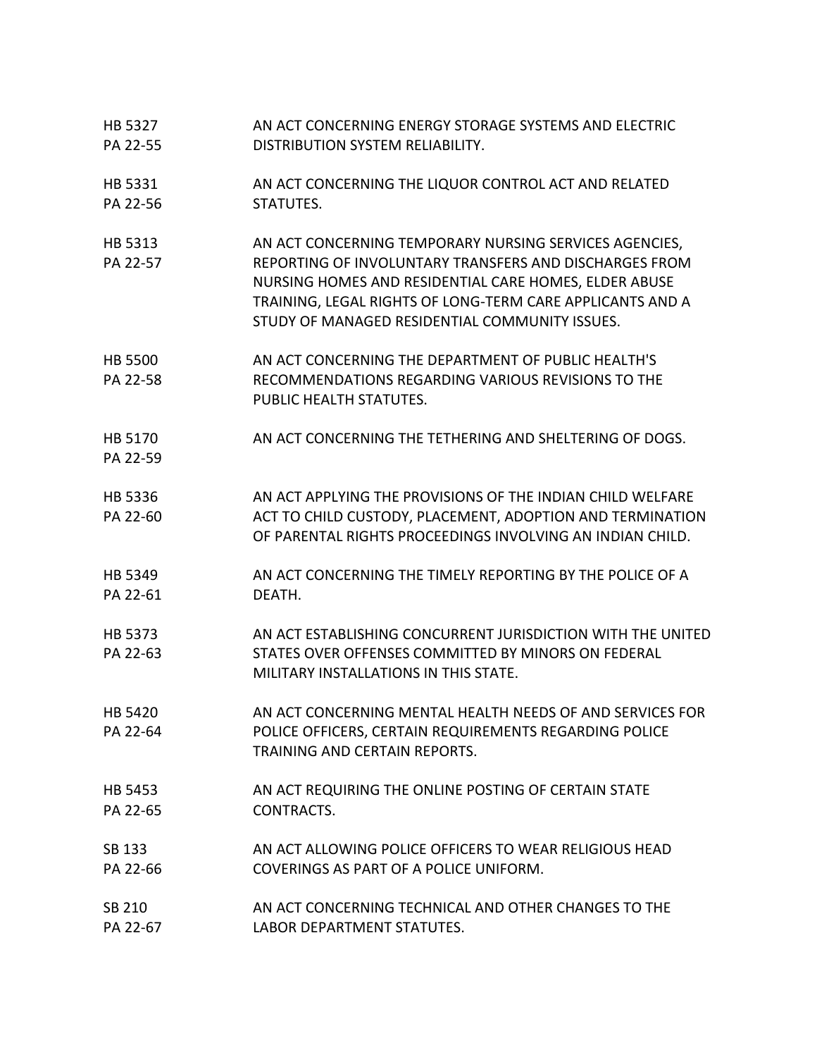| | |
|---|---|
| HB 5327<br>PA 22-55 | AN ACT CONCERNING ENERGY STORAGE SYSTEMS AND ELECTRIC DISTRIBUTION SYSTEM RELIABILITY. |
| HB 5331<br>PA 22-56 | AN ACT CONCERNING THE LIQUOR CONTROL ACT AND RELATED STATUTES. |
| HB 5313<br>PA 22-57 | AN ACT CONCERNING TEMPORARY NURSING SERVICES AGENCIES, REPORTING OF INVOLUNTARY TRANSFERS AND DISCHARGES FROM NURSING HOMES AND RESIDENTIAL CARE HOMES, ELDER ABUSE TRAINING, LEGAL RIGHTS OF LONG-TERM CARE APPLICANTS AND A STUDY OF MANAGED RESIDENTIAL COMMUNITY ISSUES. |
| HB 5500<br>PA 22-58 | AN ACT CONCERNING THE DEPARTMENT OF PUBLIC HEALTH'S RECOMMENDATIONS REGARDING VARIOUS REVISIONS TO THE PUBLIC HEALTH STATUTES. |
| HB 5170<br>PA 22-59 | AN ACT CONCERNING THE TETHERING AND SHELTERING OF DOGS. |
| HB 5336<br>PA 22-60 | AN ACT APPLYING THE PROVISIONS OF THE INDIAN CHILD WELFARE ACT TO CHILD CUSTODY, PLACEMENT, ADOPTION AND TERMINATION OF PARENTAL RIGHTS PROCEEDINGS INVOLVING AN INDIAN CHILD. |
| HB 5349<br>PA 22-61 | AN ACT CONCERNING THE TIMELY REPORTING BY THE POLICE OF A DEATH. |
| HB 5373<br>PA 22-63 | AN ACT ESTABLISHING CONCURRENT JURISDICTION WITH THE UNITED STATES OVER OFFENSES COMMITTED BY MINORS ON FEDERAL MILITARY INSTALLATIONS IN THIS STATE. |
| HB 5420<br>PA 22-64 | AN ACT CONCERNING MENTAL HEALTH NEEDS OF AND SERVICES FOR POLICE OFFICERS, CERTAIN REQUIREMENTS REGARDING POLICE TRAINING AND CERTAIN REPORTS. |
| HB 5453<br>PA 22-65 | AN ACT REQUIRING THE ONLINE POSTING OF CERTAIN STATE CONTRACTS. |
| SB 133<br>PA 22-66 | AN ACT ALLOWING POLICE OFFICERS TO WEAR RELIGIOUS HEAD COVERINGS AS PART OF A POLICE UNIFORM. |
| SB 210<br>PA 22-67 | AN ACT CONCERNING TECHNICAL AND OTHER CHANGES TO THE LABOR DEPARTMENT STATUTES. |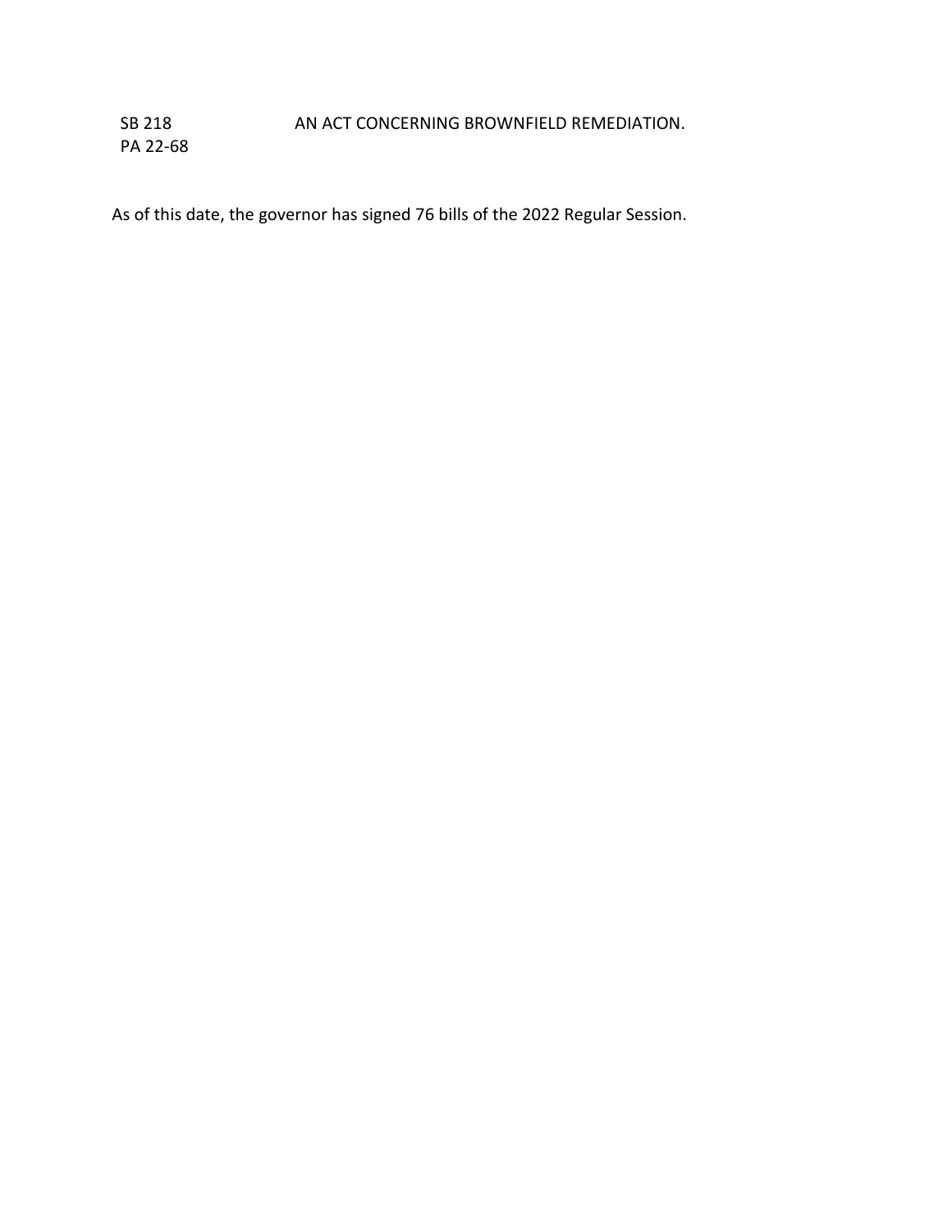| | |
|---|---|
| SB 218<br>PA 22-68 | AN ACT CONCERNING BROWNFIELD REMEDIATION. |

As of this date, the governor has signed 76 bills of the 2022 Regular Session.